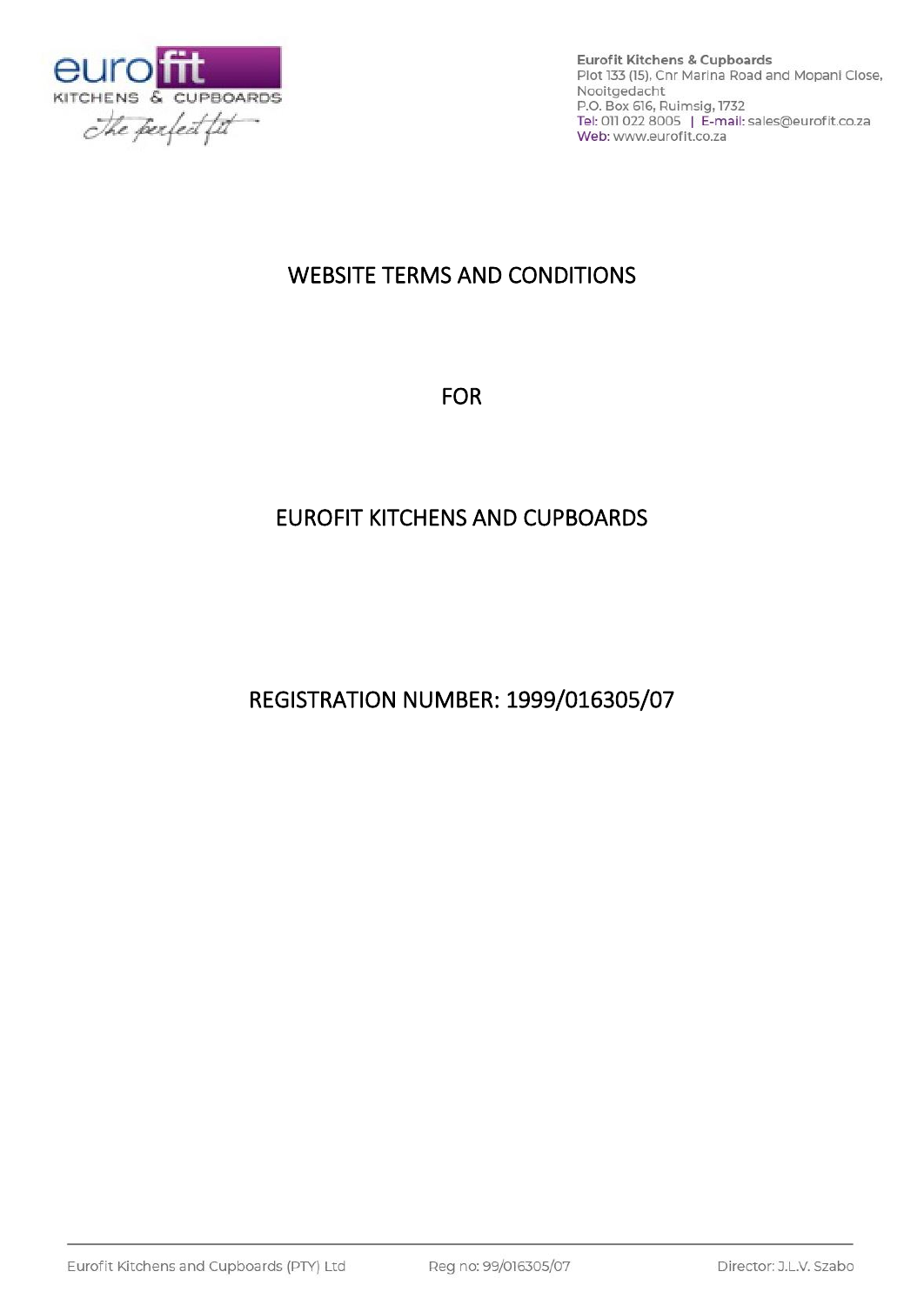Eurofit Kitchens & Cupboards
Plot 133 (15), Cnr Marina Road and Mopani Close,
Nooitgedacht
P.O. Box 616, Ruimsig, 1732
Tel: 011 022 8005 | E-mail: sales@eurofit.co.za
Web: www.eurofit.co.za

# WEBSITE TERMS AND CONDITIONS

# FOR

# EUROFIT KITCHENS AND CUPBOARDS

# REGISTRATION NUMBER: 1999/016305/07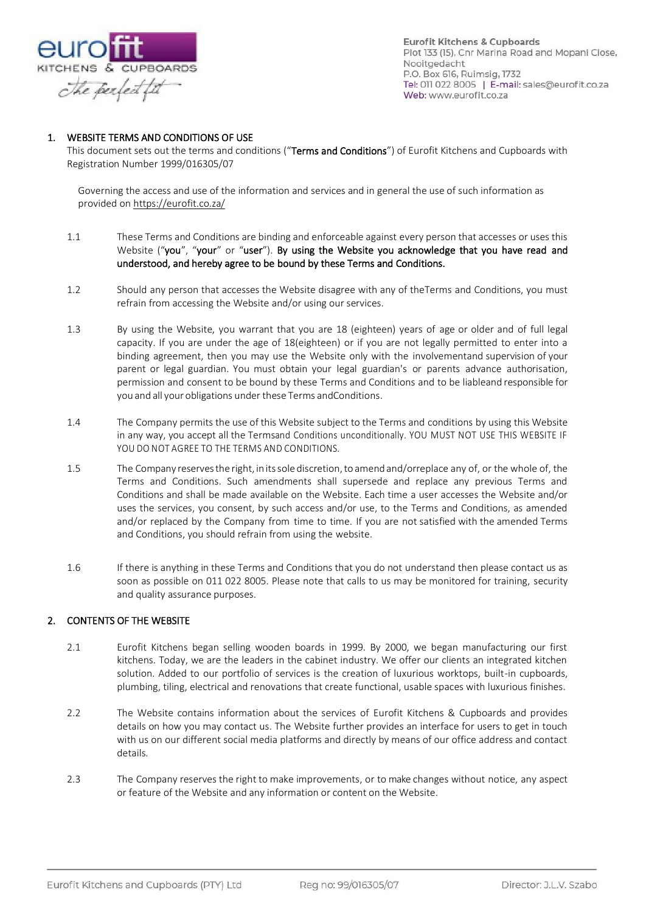## 1. WEBSITE TERMS AND CONDITIONS OF USE

This document sets out the terms and conditions ("**Terms and Conditions**") of Eurofit Kitchens and Cupboards with Registration Number 1999/016305/07

Governing the access and use of the information and services and in general the use of such information as provided on https://eurofit.co.za/

1.1 These Terms and Conditions are binding and enforceable against every person that accesses or uses this Website ("**you**", "**your**" or "**user**"). **By using the Website you acknowledge that you have read and understood, and hereby agree to be bound by these Terms and Conditions.**

1.2 Should any person that accesses the Website disagree with any of theTerms and Conditions, you must refrain from accessing the Website and/or using our services.

1.3 By using the Website, you warrant that you are 18 (eighteen) years of age or older and of full legal capacity. If you are under the age of 18(eighteen) or if you are not legally permitted to enter into a binding agreement, then you may use the Website only with the involvementand supervision of your parent or legal guardian. You must obtain your legal guardian's or parents advance authorisation, permission and consent to be bound by these Terms and Conditions and to be liableand responsible for you and all your obligations under these Terms andConditions.

1.4 The Company permits the use of this Website subject to the Terms and conditions by using this Website in any way, you accept all the Termsand Conditions unconditionally. YOU MUST NOT USE THIS WEBSITE IF YOU DO NOT AGREE TO THE TERMS AND CONDITIONS.

1.5 The Company reserves the right, in its sole discretion, to amend and/orreplace any of, or the whole of, the Terms and Conditions. Such amendments shall supersede and replace any previous Terms and Conditions and shall be made available on the Website. Each time a user accesses the Website and/or uses the services, you consent, by such access and/or use, to the Terms and Conditions, as amended and/or replaced by the Company from time to time. If you are not satisfied with the amended Terms and Conditions, you should refrain from using the website.

1.6 If there is anything in these Terms and Conditions that you do not understand then please contact us as soon as possible on 011 022 8005. Please note that calls to us may be monitored for training, security and quality assurance purposes.

## 2. CONTENTS OF THE WEBSITE

2.1 Eurofit Kitchens began selling wooden boards in 1999. By 2000, we began manufacturing our first kitchens. Today, we are the leaders in the cabinet industry. We offer our clients an integrated kitchen solution. Added to our portfolio of services is the creation of luxurious worktops, built-in cupboards, plumbing, tiling, electrical and renovations that create functional, usable spaces with luxurious finishes.

2.2 The Website contains information about the services of Eurofit Kitchens & Cupboards and provides details on how you may contact us. The Website further provides an interface for users to get in touch with us on our different social media platforms and directly by means of our office address and contact details.

2.3 The Company reserves the right to make improvements, or to make changes without notice, any aspect or feature of the Website and any information or content on the Website.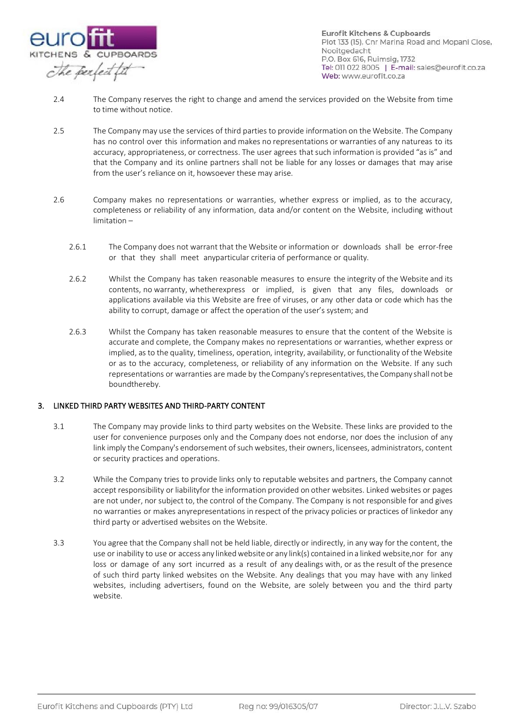2.4 The Company reserves the right to change and amend the services provided on the Website from time to time without notice.

2.5 The Company may use the services of third parties to provide information on the Website. The Company has no control over this information and makes no representations or warranties of any natureas to its accuracy, appropriateness, or correctness. The user agrees that such information is provided "as is" and that the Company and its online partners shall not be liable for any losses or damages that may arise from the user's reliance on it, howsoever these may arise.

2.6 Company makes no representations or warranties, whether express or implied, as to the accuracy, completeness or reliability of any information, data and/or content on the Website, including without limitation –

2.6.1 The Company does not warrant that the Website or information or downloads shall be error-free or that they shall meet anyparticular criteria of performance or quality.

2.6.2 Whilst the Company has taken reasonable measures to ensure the integrity of the Website and its contents, no warranty, whetherexpress or implied, is given that any files, downloads or applications available via this Website are free of viruses, or any other data or code which has the ability to corrupt, damage or affect the operation of the user's system; and

2.6.3 Whilst the Company has taken reasonable measures to ensure that the content of the Website is accurate and complete, the Company makes no representations or warranties, whether express or implied, as to the quality, timeliness, operation, integrity, availability, or functionality of the Website or as to the accuracy, completeness, or reliability of any information on the Website. If any such representations or warranties are made by the Company's representatives, the Company shall not be boundthereby.

## 3. LINKED THIRD PARTY WEBSITES AND THIRD-PARTY CONTENT

3.1 The Company may provide links to third party websites on the Website. These links are provided to the user for convenience purposes only and the Company does not endorse, nor does the inclusion of any link imply the Company's endorsement of such websites, their owners, licensees, administrators, content or security practices and operations.

3.2 While the Company tries to provide links only to reputable websites and partners, the Company cannot accept responsibility or liabilityfor the information provided on other websites. Linked websites or pages are not under, nor subject to, the control of the Company. The Company is not responsible for and gives no warranties or makes anyrepresentations in respect of the privacy policies or practices of linkedor any third party or advertised websites on the Website.

3.3 You agree that the Company shall not be held liable, directly or indirectly, in any way for the content, the use or inability to use or access any linked website or any link(s) contained in a linked website,nor for any loss or damage of any sort incurred as a result of any dealings with, or as the result of the presence of such third party linked websites on the Website. Any dealings that you may have with any linked websites, including advertisers, found on the Website, are solely between you and the third party website.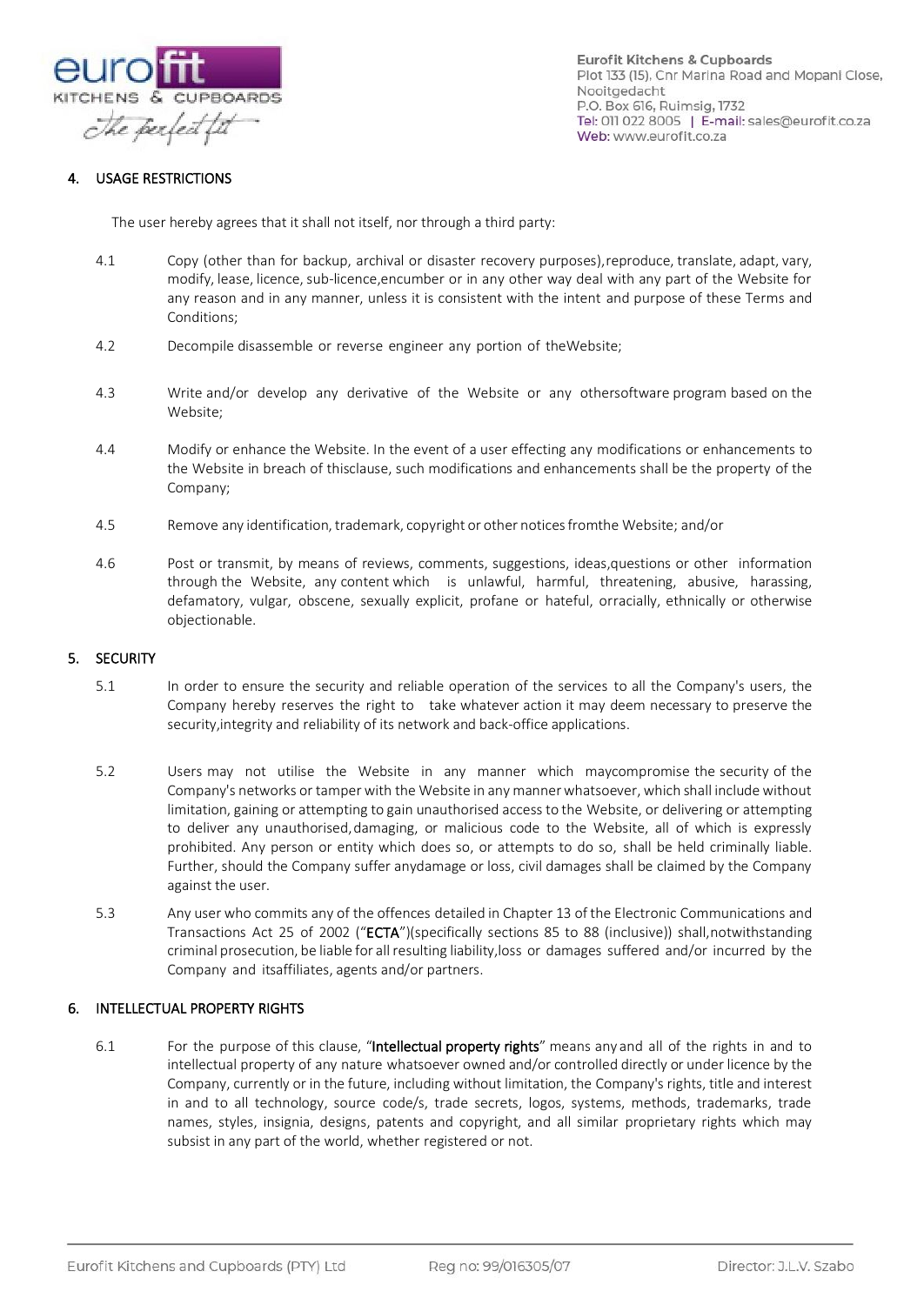## 4. USAGE RESTRICTIONS

The user hereby agrees that it shall not itself, nor through a third party:

4.1 Copy (other than for backup, archival or disaster recovery purposes), reproduce, translate, adapt, vary, modify, lease, licence, sub-licence, encumber or in any other way deal with any part of the Website for any reason and in any manner, unless it is consistent with the intent and purpose of these Terms and Conditions;

4.2 Decompile disassemble or reverse engineer any portion of the Website;

4.3 Write and/or develop any derivative of the Website or any other software program based on the Website;

4.4 Modify or enhance the Website. In the event of a user effecting any modifications or enhancements to the Website in breach of this clause, such modifications and enhancements shall be the property of the Company;

4.5 Remove any identification, trademark, copyright or other notices from the Website; and/or

4.6 Post or transmit, by means of reviews, comments, suggestions, ideas, questions or other information through the Website, any content which is unlawful, harmful, threatening, abusive, harassing, defamatory, vulgar, obscene, sexually explicit, profane or hateful, or racially, ethnically or otherwise objectionable.

## 5. SECURITY

5.1 In order to ensure the security and reliable operation of the services to all the Company's users, the Company hereby reserves the right to take whatever action it may deem necessary to preserve the security, integrity and reliability of its network and back-office applications.

5.2 Users may not utilise the Website in any manner which may compromise the security of the Company's networks or tamper with the Website in any manner whatsoever, which shall include without limitation, gaining or attempting to gain unauthorised access to the Website, or delivering or attempting to deliver any unauthorised, damaging, or malicious code to the Website, all of which is expressly prohibited. Any person or entity which does so, or attempts to do so, shall be held criminally liable. Further, should the Company suffer any damage or loss, civil damages shall be claimed by the Company against the user.

5.3 Any user who commits any of the offences detailed in Chapter 13 of the Electronic Communications and Transactions Act 25 of 2002 ("**ECTA**")(specifically sections 85 to 88 (inclusive)) shall, notwithstanding criminal prosecution, be liable for all resulting liability, loss or damages suffered and/or incurred by the Company and its affiliates, agents and/or partners.

## 6. INTELLECTUAL PROPERTY RIGHTS

6.1 For the purpose of this clause, "**Intellectual property rights**" means any and all of the rights in and to intellectual property of any nature whatsoever owned and/or controlled directly or under licence by the Company, currently or in the future, including without limitation, the Company's rights, title and interest in and to all technology, source code/s, trade secrets, logos, systems, methods, trademarks, trade names, styles, insignia, designs, patents and copyright, and all similar proprietary rights which may subsist in any part of the world, whether registered or not.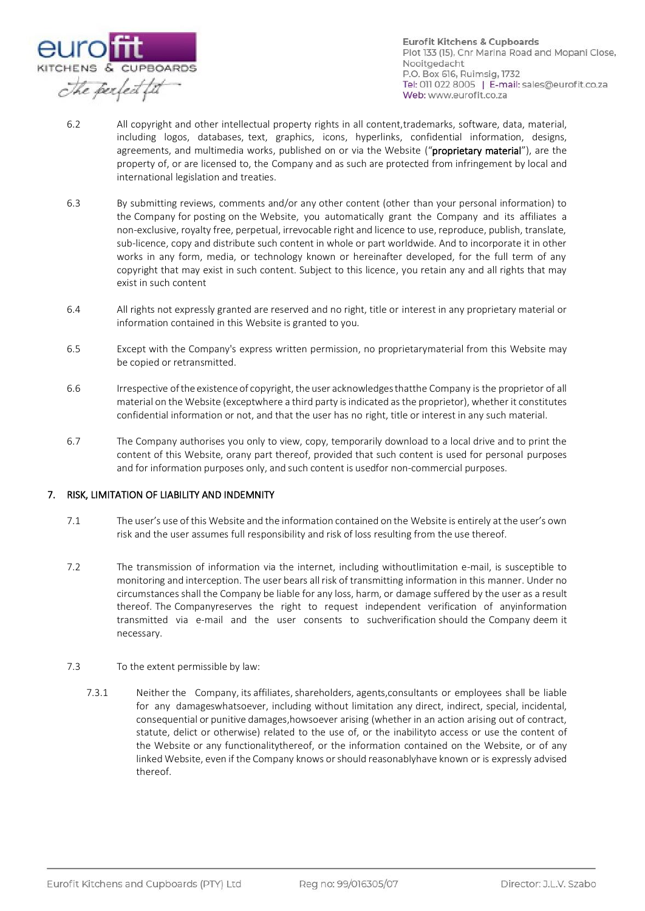6.2 All copyright and other intellectual property rights in all content,trademarks, software, data, material, including logos, databases, text, graphics, icons, hyperlinks, confidential information, designs, agreements, and multimedia works, published on or via the Website ("**proprietary material**"), are the property of, or are licensed to, the Company and as such are protected from infringement by local and international legislation and treaties.

6.3 By submitting reviews, comments and/or any other content (other than your personal information) to the Company for posting on the Website, you automatically grant the Company and its affiliates a non-exclusive, royalty free, perpetual, irrevocable right and licence to use, reproduce, publish, translate, sub-licence, copy and distribute such content in whole or part worldwide. And to incorporate it in other works in any form, media, or technology known or hereinafter developed, for the full term of any copyright that may exist in such content. Subject to this licence, you retain any and all rights that may exist in such content

6.4 All rights not expressly granted are reserved and no right, title or interest in any proprietary material or information contained in this Website is granted to you.

6.5 Except with the Company's express written permission, no proprietarymaterial from this Website may be copied or retransmitted.

6.6 Irrespective of the existence of copyright, the user acknowledges thatthe Company is the proprietor of all material on the Website (exceptwhere a third party is indicated as the proprietor), whether it constitutes confidential information or not, and that the user has no right, title or interest in any such material.

6.7 The Company authorises you only to view, copy, temporarily download to a local drive and to print the content of this Website, orany part thereof, provided that such content is used for personal purposes and for information purposes only, and such content is usedfor non-commercial purposes.

## 7. RISK, LIMITATION OF LIABILITY AND INDEMNITY

7.1 The user's use of this Website and the information contained on the Website is entirely at the user's own risk and the user assumes full responsibility and risk of loss resulting from the use thereof.

7.2 The transmission of information via the internet, including withoutlimitation e-mail, is susceptible to monitoring and interception. The user bears all risk of transmitting information in this manner. Under no circumstances shall the Company be liable for any loss, harm, or damage suffered by the user as a result thereof. The Companyreserves the right to request independent verification of anyinformation transmitted via e-mail and the user consents to suchverification should the Company deem it necessary.

7.3 To the extent permissible by law:

7.3.1 Neither the Company, its affiliates, shareholders, agents,consultants or employees shall be liable for any damageswhatsoever, including without limitation any direct, indirect, special, incidental, consequential or punitive damages,howsoever arising (whether in an action arising out of contract, statute, delict or otherwise) related to the use of, or the inabilityto access or use the content of the Website or any functionalitythereof, or the information contained on the Website, or of any linked Website, even if the Company knows or should reasonablyhave known or is expressly advised thereof.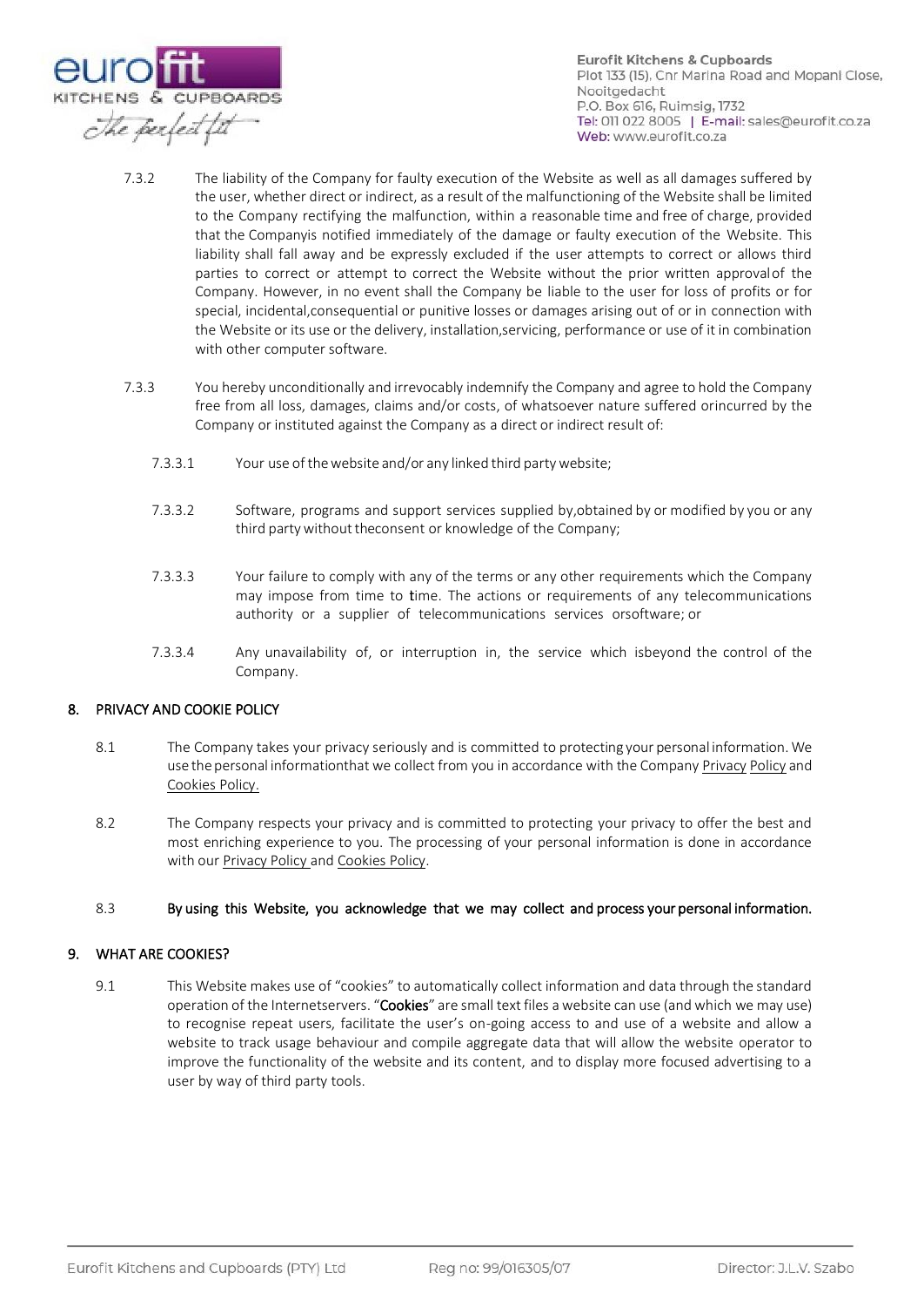7.3.2 The liability of the Company for faulty execution of the Website as well as all damages suffered by the user, whether direct or indirect, as a result of the malfunctioning of the Website shall be limited to the Company rectifying the malfunction, within a reasonable time and free of charge, provided that the Companyis notified immediately of the damage or faulty execution of the Website. This liability shall fall away and be expressly excluded if the user attempts to correct or allows third parties to correct or attempt to correct the Website without the prior written approvalof the Company. However, in no event shall the Company be liable to the user for loss of profits or for special, incidental,consequential or punitive losses or damages arising out of or in connection with the Website or its use or the delivery, installation,servicing, performance or use of it in combination with other computer software.

7.3.3 You hereby unconditionally and irrevocably indemnify the Company and agree to hold the Company free from all loss, damages, claims and/or costs, of whatsoever nature suffered orincurred by the Company or instituted against the Company as a direct or indirect result of:

7.3.3.1 Your use of the website and/or any linked third party website;

7.3.3.2 Software, programs and support services supplied by,obtained by or modified by you or any third party without theconsent or knowledge of the Company;

7.3.3.3 Your failure to comply with any of the terms or any other requirements which the Company may impose from time to time. The actions or requirements of any telecommunications authority or a supplier of telecommunications services orsoftware; or

7.3.3.4 Any unavailability of, or interruption in, the service which isbeyond the control of the Company.

## 8. PRIVACY AND COOKIE POLICY

8.1 The Company takes your privacy seriously and is committed to protecting your personal information. We use the personal informationthat we collect from you in accordance with the Company Privacy Policy and Cookies Policy.

8.2 The Company respects your privacy and is committed to protecting your privacy to offer the best and most enriching experience to you. The processing of your personal information is done in accordance with our Privacy Policy and Cookies Policy.

8.3 **By using this Website, you acknowledge that we may collect and process your personal information.**

## 9. WHAT ARE COOKIES?

9.1 This Website makes use of "cookies" to automatically collect information and data through the standard operation of the Internetservers. "**Cookies**" are small text files a website can use (and which we may use) to recognise repeat users, facilitate the user's on-going access to and use of a website and allow a website to track usage behaviour and compile aggregate data that will allow the website operator to improve the functionality of the website and its content, and to display more focused advertising to a user by way of third party tools.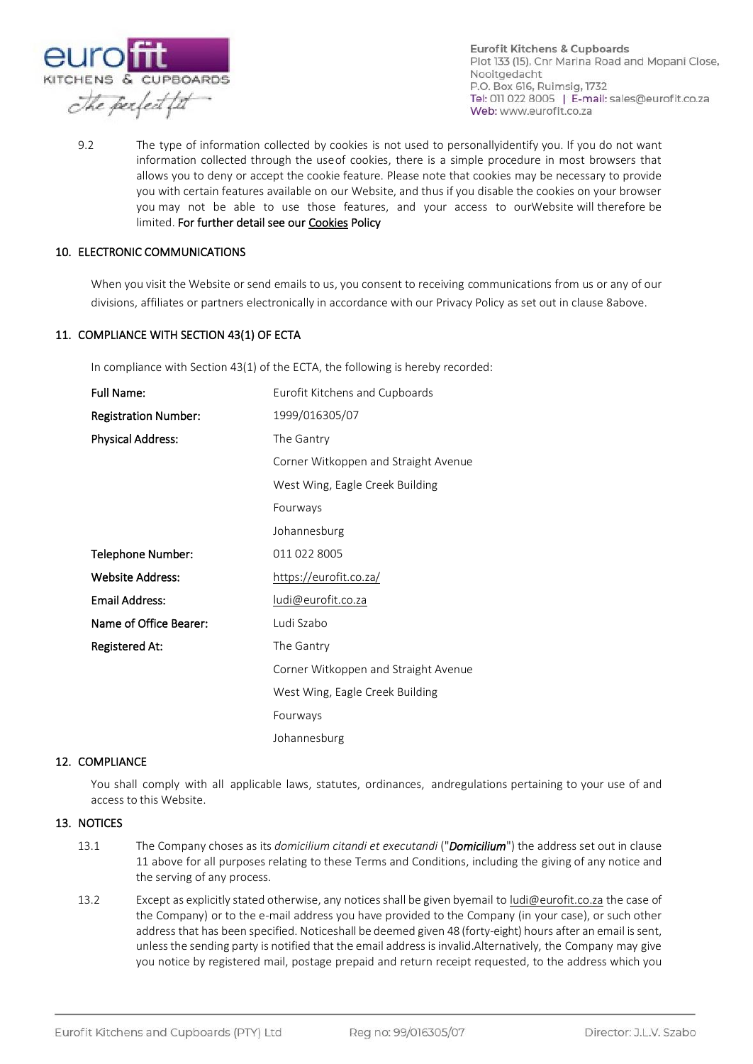9.2 The type of information collected by cookies is not used to personallyidentify you. If you do not want information collected through the useof cookies, there is a simple procedure in most browsers that allows you to deny or accept the cookie feature. Please note that cookies may be necessary to provide you with certain features available on our Website, and thus if you disable the cookies on your browser you may not be able to use those features, and your access to ourWebsite will therefore be limited. **For further detail see our Cookies Policy**

## 10. ELECTRONIC COMMUNICATIONS

When you visit the Website or send emails to us, you consent to receiving communications from us or any of our divisions, affiliates or partners electronically in accordance with our Privacy Policy as set out in clause 8above.

## 11. COMPLIANCE WITH SECTION 43(1) OF ECTA

In compliance with Section 43(1) of the ECTA, the following is hereby recorded:

| | |
|---|---|
| **Full Name:** | Eurofit Kitchens and Cupboards |
| **Registration Number:** | 1999/016305/07 |
| **Physical Address:** | The Gantry<br>Corner Witkoppen and Straight Avenue<br>West Wing, Eagle Creek Building<br>Fourways<br>Johannesburg |
| **Telephone Number:** | 011 022 8005 |
| **Website Address:** | https://eurofit.co.za/ |
| **Email Address:** | ludi@eurofit.co.za |
| **Name of Office Bearer:** | Ludi Szabo |
| **Registered At:** | The Gantry<br>Corner Witkoppen and Straight Avenue<br>West Wing, Eagle Creek Building<br>Fourways<br>Johannesburg |

## 12. COMPLIANCE

You shall comply with all applicable laws, statutes, ordinances, andregulations pertaining to your use of and access to this Website.

## 13. NOTICES

13.1 The Company choses as its *domicilium citandi et executandi* ("***Domicilium***") the address set out in clause 11 above for all purposes relating to these Terms and Conditions, including the giving of any notice and the serving of any process.

13.2 Except as explicitly stated otherwise, any notices shall be given byemail to ludi@eurofit.co.za the case of the Company) or to the e-mail address you have provided to the Company (in your case), or such other address that has been specified. Noticeshall be deemed given 48 (forty-eight) hours after an email is sent, unless the sending party is notified that the email address is invalid.Alternatively, the Company may give you notice by registered mail, postage prepaid and return receipt requested, to the address which you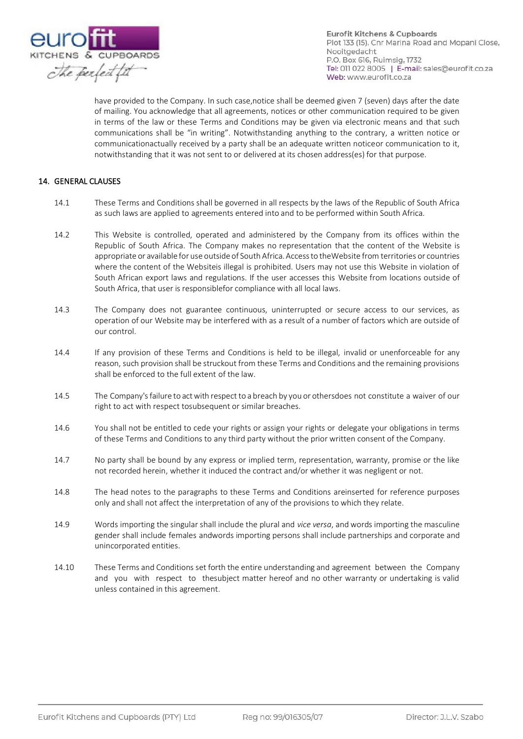have provided to the Company. In such case,notice shall be deemed given 7 (seven) days after the date of mailing. You acknowledge that all agreements, notices or other communication required to be given in terms of the law or these Terms and Conditions may be given via electronic means and that such communications shall be "in writing". Notwithstanding anything to the contrary, a written notice or communicationactually received by a party shall be an adequate written noticeor communication to it, notwithstanding that it was not sent to or delivered at its chosen address(es) for that purpose.

## 14. GENERAL CLAUSES

14.1 These Terms and Conditions shall be governed in all respects by the laws of the Republic of South Africa as such laws are applied to agreements entered into and to be performed within South Africa.

14.2 This Website is controlled, operated and administered by the Company from its offices within the Republic of South Africa. The Company makes no representation that the content of the Website is appropriate or available for use outside of South Africa. Access to theWebsite from territories or countries where the content of the Websiteis illegal is prohibited. Users may not use this Website in violation of South African export laws and regulations. If the user accesses this Website from locations outside of South Africa, that user is responsiblefor compliance with all local laws.

14.3 The Company does not guarantee continuous, uninterrupted or secure access to our services, as operation of our Website may be interfered with as a result of a number of factors which are outside of our control.

14.4 If any provision of these Terms and Conditions is held to be illegal, invalid or unenforceable for any reason, such provision shall be struckout from these Terms and Conditions and the remaining provisions shall be enforced to the full extent of the law.

14.5 The Company's failure to act with respect to a breach by you or othersdoes not constitute a waiver of our right to act with respect tosubsequent or similar breaches.

14.6 You shall not be entitled to cede your rights or assign your rights or delegate your obligations in terms of these Terms and Conditions to any third party without the prior written consent of the Company.

14.7 No party shall be bound by any express or implied term, representation, warranty, promise or the like not recorded herein, whether it induced the contract and/or whether it was negligent or not.

14.8 The head notes to the paragraphs to these Terms and Conditions areinserted for reference purposes only and shall not affect the interpretation of any of the provisions to which they relate.

14.9 Words importing the singular shall include the plural and *vice versa*, and words importing the masculine gender shall include females andwords importing persons shall include partnerships and corporate and unincorporated entities.

14.10 These Terms and Conditions set forth the entire understanding and agreement between the Company and you with respect to thesubject matter hereof and no other warranty or undertaking is valid unless contained in this agreement.